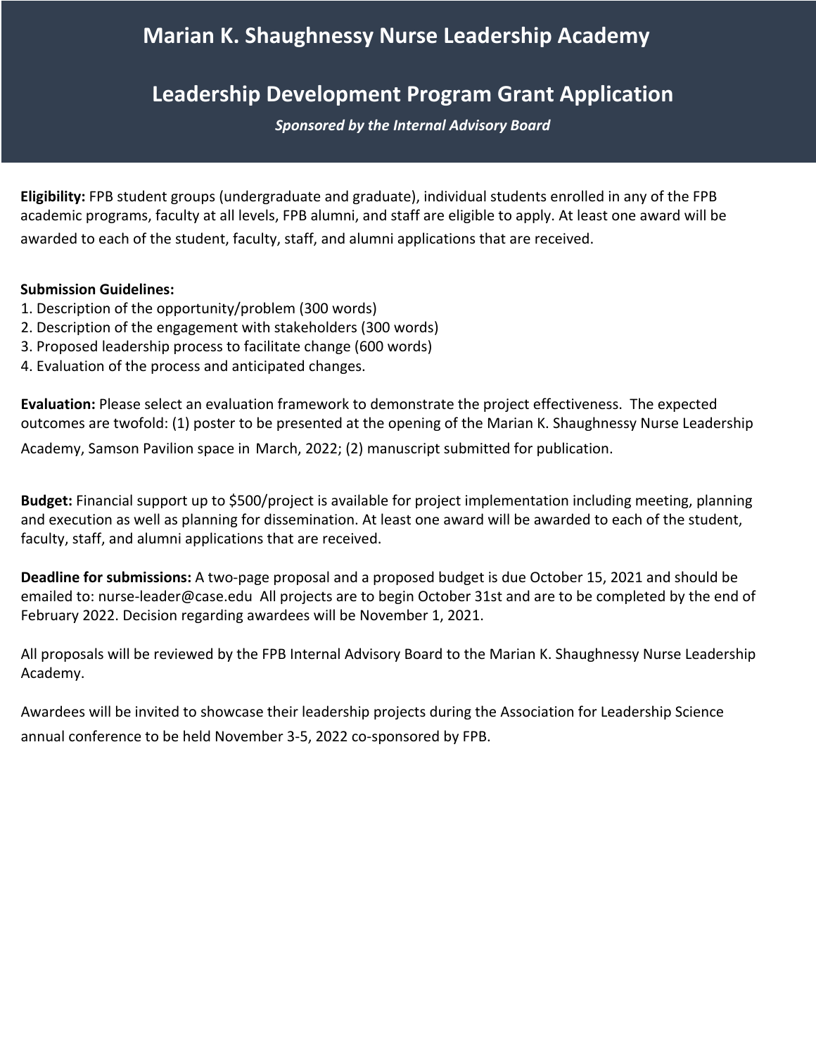# Marian K. Shaughnessy Nurse Leadership Academy

## Leadership Development Program Grant Application

***Sponsored by the Internal Advisory Board***

**Eligibility:** FPB student groups (undergraduate and graduate), individual students enrolled in any of the FPB academic programs, faculty at all levels, FPB alumni, and staff are eligible to apply. At least one award will be awarded to each of the student, faculty, staff, and alumni applications that are received.

**Submission Guidelines:**

1. Description of the opportunity/problem (300 words)
2. Description of the engagement with stakeholders (300 words)
3. Proposed leadership process to facilitate change (600 words)
4. Evaluation of the process and anticipated changes.

**Evaluation:** Please select an evaluation framework to demonstrate the project effectiveness. The expected outcomes are twofold: (1) poster to be presented at the opening of the Marian K. Shaughnessy Nurse Leadership Academy, Samson Pavilion space in March, 2022; (2) manuscript submitted for publication.

**Budget:** Financial support up to $500/project is available for project implementation including meeting, planning and execution as well as planning for dissemination. At least one award will be awarded to each of the student, faculty, staff, and alumni applications that are received.

**Deadline for submissions:** A two-page proposal and a proposed budget is due October 15, 2021 and should be emailed to: nurse-leader@case.edu All projects are to begin October 31st and are to be completed by the end of February 2022. Decision regarding awardees will be November 1, 2021.

All proposals will be reviewed by the FPB Internal Advisory Board to the Marian K. Shaughnessy Nurse Leadership Academy.

Awardees will be invited to showcase their leadership projects during the Association for Leadership Science annual conference to be held November 3-5, 2022 co-sponsored by FPB.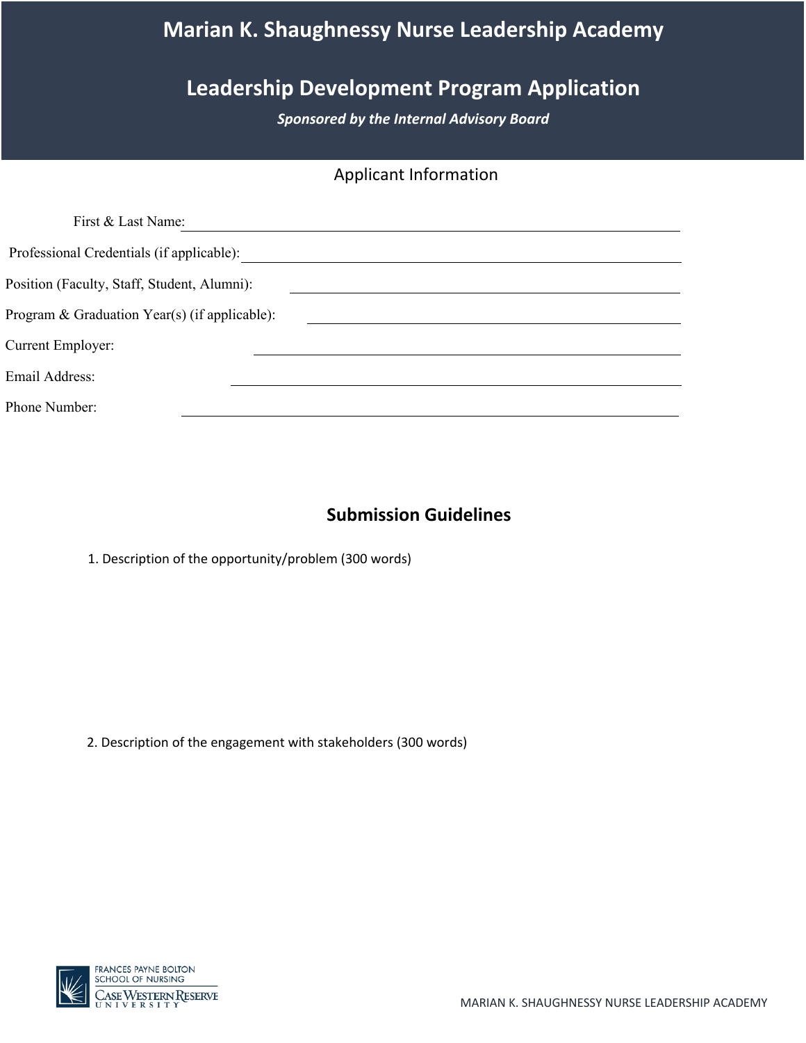# Marian K. Shaughnessy Nurse Leadership Academy

## Leadership Development Program Application

***Sponsored by the Internal Advisory Board***

Applicant Information

First & Last Name: ______________________________

Professional Credentials (if applicable): ______________________________

Position (Faculty, Staff, Student, Alumni): ______________________________

Program & Graduation Year(s) (if applicable): ______________________________

Current Employer: ______________________________

Email Address: ______________________________

Phone Number: ______________________________

## Submission Guidelines

1. Description of the opportunity/problem (300 words)

2. Description of the engagement with stakeholders (300 words)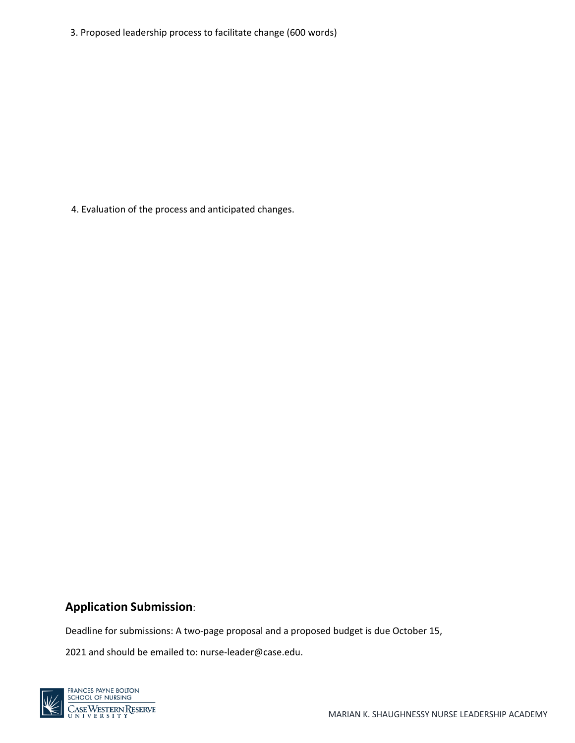3. Proposed leadership process to facilitate change (600 words)

4. Evaluation of the process and anticipated changes.

## **Application Submission**:

Deadline for submissions: A two-page proposal and a proposed budget is due October 15, 2021 and should be emailed to: nurse-leader@case.edu.